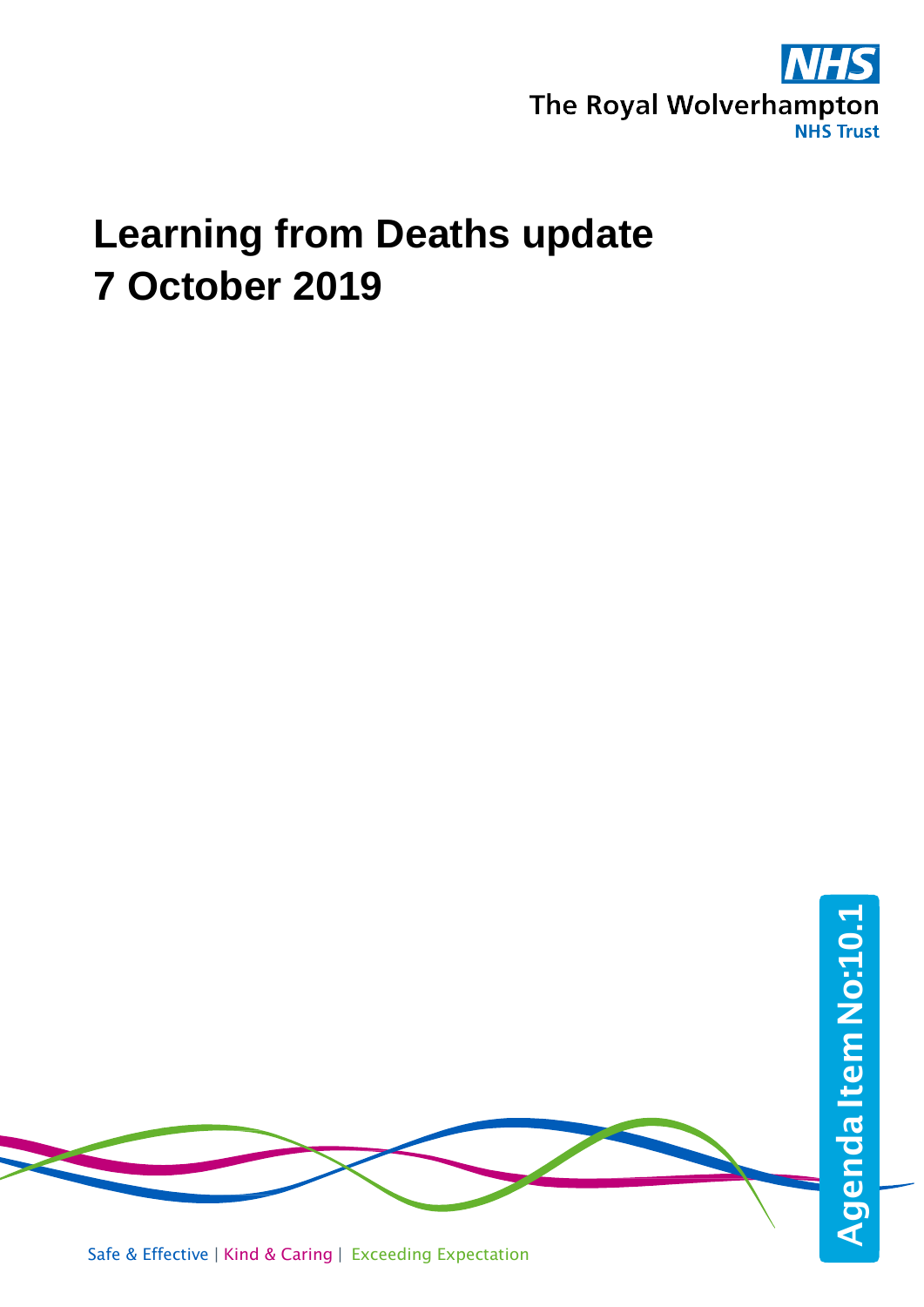The Royal Wolverhampton NHS Trust

# Learning from Deaths update
# 7 October 2019

Agenda Item No:10.1

Safe & Effective | Kind & Caring | Exceeding Expectation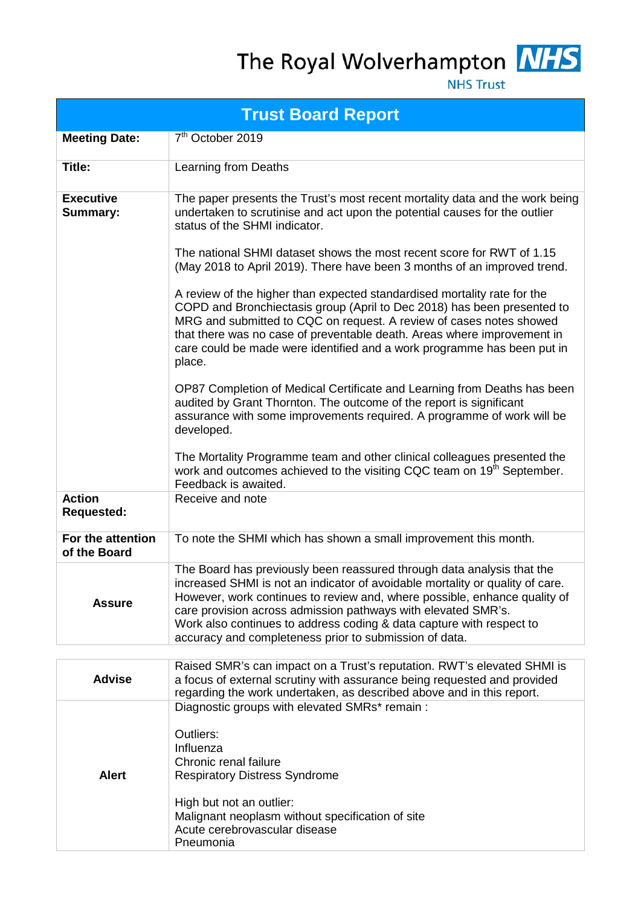The Royal Wolverhampton NHS Trust

# Trust Board Report

| | |
|---|---|
| **Meeting Date:** | 7th October 2019 |
| **Title:** | Learning from Deaths |
| **Executive Summary:** | The paper presents the Trust's most recent mortality data and the work being undertaken to scrutinise and act upon the potential causes for the outlier status of the SHMI indicator.<br><br>The national SHMI dataset shows the most recent score for RWT of 1.15 (May 2018 to April 2019). There have been 3 months of an improved trend.<br><br>A review of the higher than expected standardised mortality rate for the COPD and Bronchiectasis group (April to Dec 2018) has been presented to MRG and submitted to CQC on request. A review of cases notes showed that there was no case of preventable death. Areas where improvement in care could be made were identified and a work programme has been put in place.<br><br>OP87 Completion of Medical Certificate and Learning from Deaths has been audited by Grant Thornton. The outcome of the report is significant assurance with some improvements required. A programme of work will be developed.<br><br>The Mortality Programme team and other clinical colleagues presented the work and outcomes achieved to the visiting CQC team on 19th September. Feedback is awaited. |
| **Action Requested:** | Receive and note |
| **For the attention of the Board** | To note the SHMI which has shown a small improvement this month. |
| **Assure** | The Board has previously been reassured through data analysis that the increased SHMI is not an indicator of avoidable mortality or quality of care. However, work continues to review and, where possible, enhance quality of care provision across admission pathways with elevated SMR's.<br>Work also continues to address coding & data capture with respect to accuracy and completeness prior to submission of data. |

| | |
|---|---|
| **Advise** | Raised SMR's can impact on a Trust's reputation. RWT's elevated SHMI is a focus of external scrutiny with assurance being requested and provided regarding the work undertaken, as described above and in this report. |
| **Alert** | Diagnostic groups with elevated SMRs* remain :<br><br>Outliers:<br>Influenza<br>Chronic renal failure<br>Respiratory Distress Syndrome<br><br>High but not an outlier:<br>Malignant neoplasm without specification of site<br>Acute cerebrovascular disease<br>Pneumonia |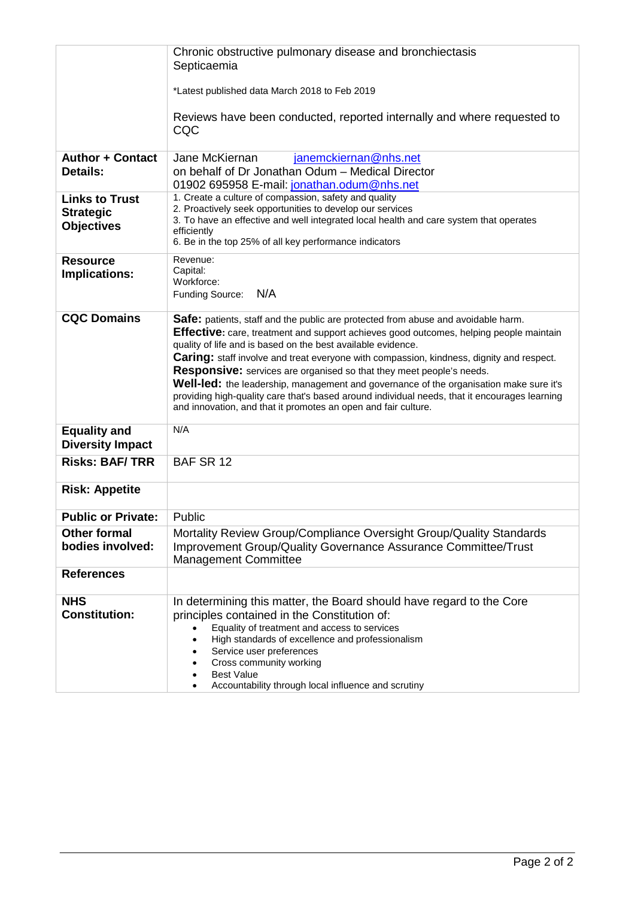| | |
|---|---|
| | Chronic obstructive pulmonary disease and bronchiectasis<br>Septicaemia<br><br>*Latest published data March 2018 to Feb 2019<br><br>Reviews have been conducted, reported internally and where requested to CQC |
| **Author + Contact Details:** | Jane McKiernan janemckiernan@nhs.net<br>on behalf of Dr Jonathan Odum – Medical Director<br>01902 695958 E-mail: jonathan.odum@nhs.net |
| **Links to Trust Strategic Objectives** | 1. Create a culture of compassion, safety and quality<br>2. Proactively seek opportunities to develop our services<br>3. To have an effective and well integrated local health and care system that operates efficiently<br>6. Be in the top 25% of all key performance indicators |
| **Resource Implications:** | Revenue:<br>Capital:<br>Workforce:<br>Funding Source: N/A |
| **CQC Domains** | **Safe:** patients, staff and the public are protected from abuse and avoidable harm.<br>**Effective:** care, treatment and support achieves good outcomes, helping people maintain quality of life and is based on the best available evidence.<br>**Caring:** staff involve and treat everyone with compassion, kindness, dignity and respect.<br>**Responsive:** services are organised so that they meet people's needs.<br>**Well-led:** the leadership, management and governance of the organisation make sure it's providing high-quality care that's based around individual needs, that it encourages learning and innovation, and that it promotes an open and fair culture. |
| **Equality and Diversity Impact** | N/A |
| **Risks: BAF/ TRR** | BAF SR 12 |
| **Risk: Appetite** | |
| **Public or Private:** | Public |
| **Other formal bodies involved:** | Mortality Review Group/Compliance Oversight Group/Quality Standards Improvement Group/Quality Governance Assurance Committee/Trust Management Committee |
| **References** | |
| **NHS Constitution:** | In determining this matter, the Board should have regard to the Core principles contained in the Constitution of:<br>• Equality of treatment and access to services<br>• High standards of excellence and professionalism<br>• Service user preferences<br>• Cross community working<br>• Best Value<br>• Accountability through local influence and scrutiny |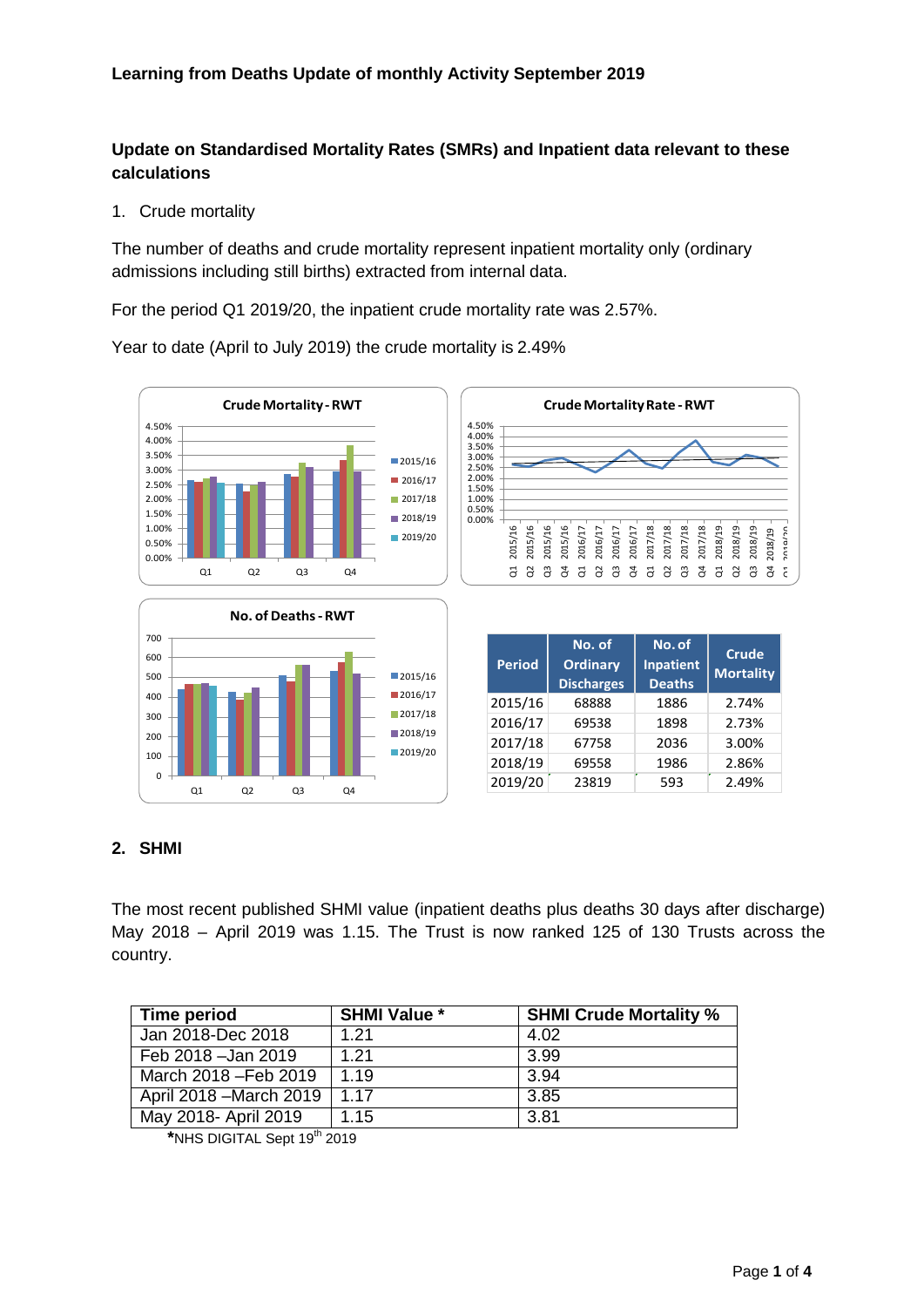**Learning from Deaths Update of monthly Activity September 2019**

## Update on Standardised Mortality Rates (SMRs) and Inpatient data relevant to these calculations

1. Crude mortality

The number of deaths and crude mortality represent inpatient mortality only (ordinary admissions including still births) extracted from internal data.

For the period Q1 2019/20, the inpatient crude mortality rate was 2.57%.

Year to date (April to July 2019) the crude mortality is 2.49%

| Period | No. of Ordinary Discharges | No. of Inpatient Deaths | Crude Mortality |
|---|---|---|---|
| 2015/16 | 68888 | 1886 | 2.74% |
| 2016/17 | 69538 | 1898 | 2.73% |
| 2017/18 | 67758 | 2036 | 3.00% |
| 2018/19 | 69558 | 1986 | 2.86% |
| 2019/20 | 23819 | 593 | 2.49% |

## 2. SHMI

The most recent published SHMI value (inpatient deaths plus deaths 30 days after discharge) May 2018 – April 2019 was 1.15. The Trust is now ranked 125 of 130 Trusts across the country.

| Time period | SHMI Value * | SHMI Crude Mortality % |
|---|---|---|
| Jan 2018-Dec 2018 | 1.21 | 4.02 |
| Feb 2018 –Jan 2019 | 1.21 | 3.99 |
| March 2018 –Feb 2019 | 1.19 | 3.94 |
| April 2018 –March 2019 | 1.17 | 3.85 |
| May 2018- April 2019 | 1.15 | 3.81 |

*NHS DIGITAL Sept 19th 2019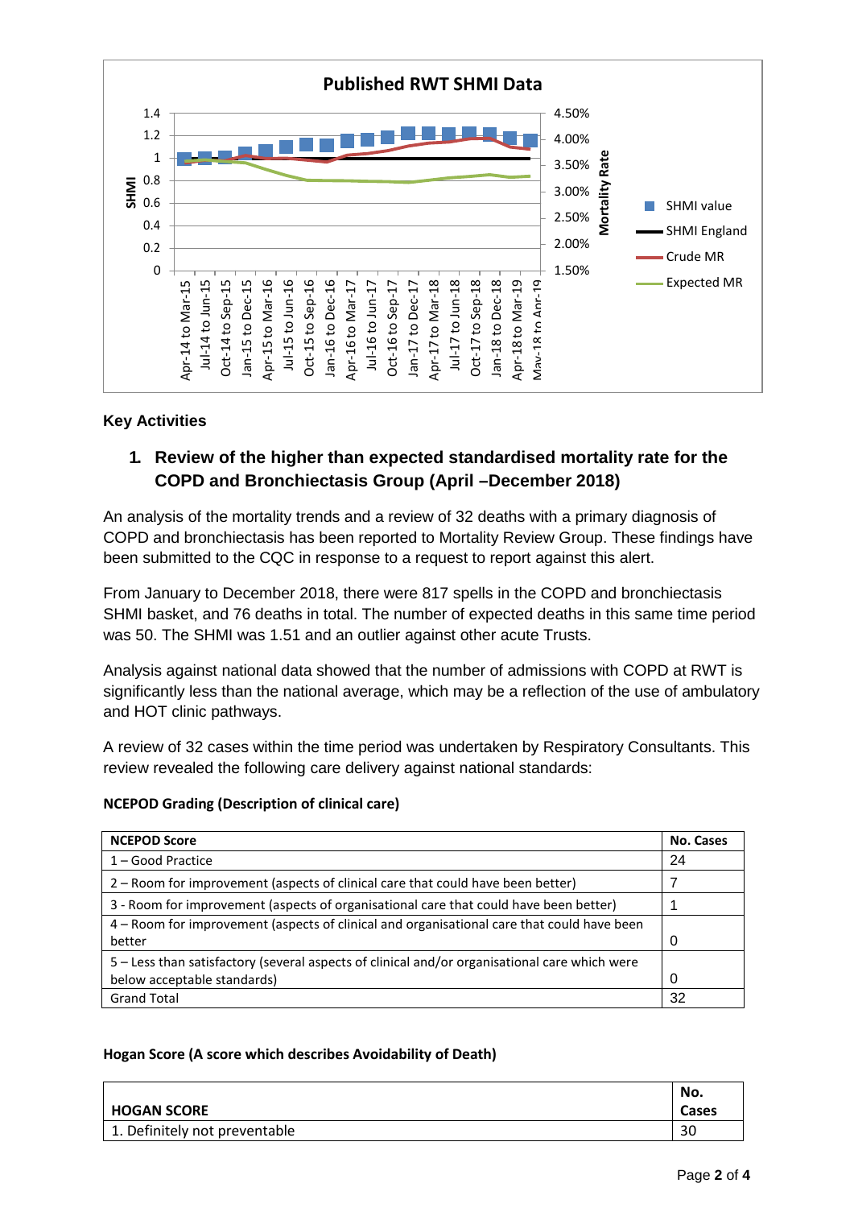Published RWT SHMI Data

Key Activities

## 1. Review of the higher than expected standardised mortality rate for the COPD and Bronchiectasis Group (April –December 2018)

An analysis of the mortality trends and a review of 32 deaths with a primary diagnosis of COPD and bronchiectasis has been reported to Mortality Review Group. These findings have been submitted to the CQC in response to a request to report against this alert.

From January to December 2018, there were 817 spells in the COPD and bronchiectasis SHMI basket, and 76 deaths in total. The number of expected deaths in this same time period was 50. The SHMI was 1.51 and an outlier against other acute Trusts.

Analysis against national data showed that the number of admissions with COPD at RWT is significantly less than the national average, which may be a reflection of the use of ambulatory and HOT clinic pathways.

A review of 32 cases within the time period was undertaken by Respiratory Consultants. This review revealed the following care delivery against national standards:

**NCEPOD Grading (Description of clinical care)**

| NCEPOD Score | No. Cases |
|---|---|
| 1 – Good Practice | 24 |
| 2 – Room for improvement (aspects of clinical care that could have been better) | 7 |
| 3 - Room for improvement (aspects of organisational care that could have been better) | 1 |
| 4 – Room for improvement (aspects of clinical and organisational care that could have been better | 0 |
| 5 – Less than satisfactory (several aspects of clinical and/or organisational care which were below acceptable standards) | 0 |
| Grand Total | 32 |

**Hogan Score (A score which describes Avoidability of Death)**

| HOGAN SCORE | No. Cases |
|---|---|
| 1. Definitely not preventable | 30 |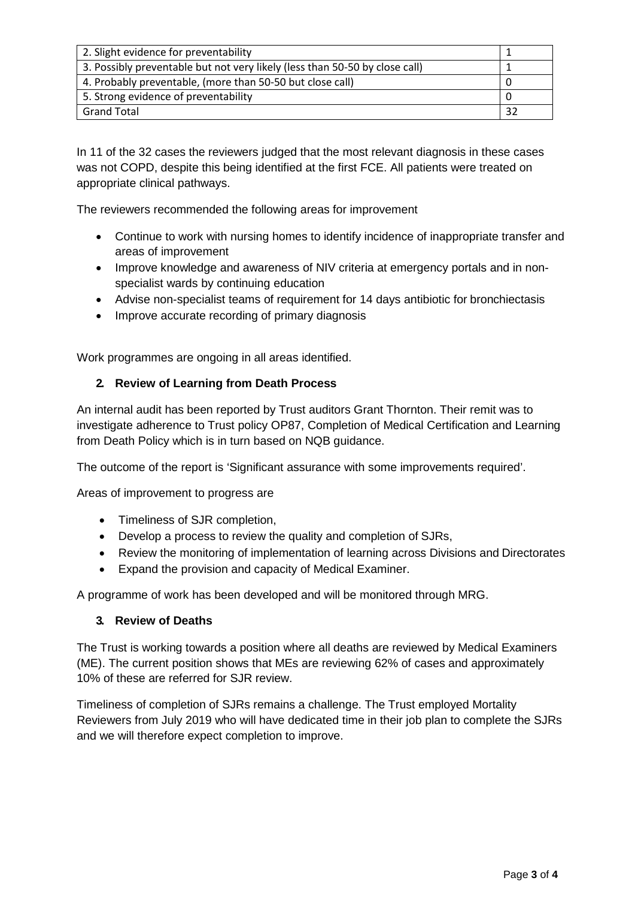| | |
|---|---|
| 2. Slight evidence for preventability | 1 |
| 3. Possibly preventable but not very likely (less than 50-50 by close call) | 1 |
| 4. Probably preventable, (more than 50-50 but close call) | 0 |
| 5. Strong evidence of preventability | 0 |
| Grand Total | 32 |

In 11 of the 32 cases the reviewers judged that the most relevant diagnosis in these cases was not COPD, despite this being identified at the first FCE. All patients were treated on appropriate clinical pathways.

The reviewers recommended the following areas for improvement

- Continue to work with nursing homes to identify incidence of inappropriate transfer and areas of improvement
- Improve knowledge and awareness of NIV criteria at emergency portals and in non-specialist wards by continuing education
- Advise non-specialist teams of requirement for 14 days antibiotic for bronchiectasis
- Improve accurate recording of primary diagnosis

Work programmes are ongoing in all areas identified.

## 2. Review of Learning from Death Process

An internal audit has been reported by Trust auditors Grant Thornton. Their remit was to investigate adherence to Trust policy OP87, Completion of Medical Certification and Learning from Death Policy which is in turn based on NQB guidance.

The outcome of the report is 'Significant assurance with some improvements required'.

Areas of improvement to progress are

- Timeliness of SJR completion,
- Develop a process to review the quality and completion of SJRs,
- Review the monitoring of implementation of learning across Divisions and Directorates
- Expand the provision and capacity of Medical Examiner.

A programme of work has been developed and will be monitored through MRG.

## 3. Review of Deaths

The Trust is working towards a position where all deaths are reviewed by Medical Examiners (ME). The current position shows that MEs are reviewing 62% of cases and approximately 10% of these are referred for SJR review.

Timeliness of completion of SJRs remains a challenge. The Trust employed Mortality Reviewers from July 2019 who will have dedicated time in their job plan to complete the SJRs and we will therefore expect completion to improve.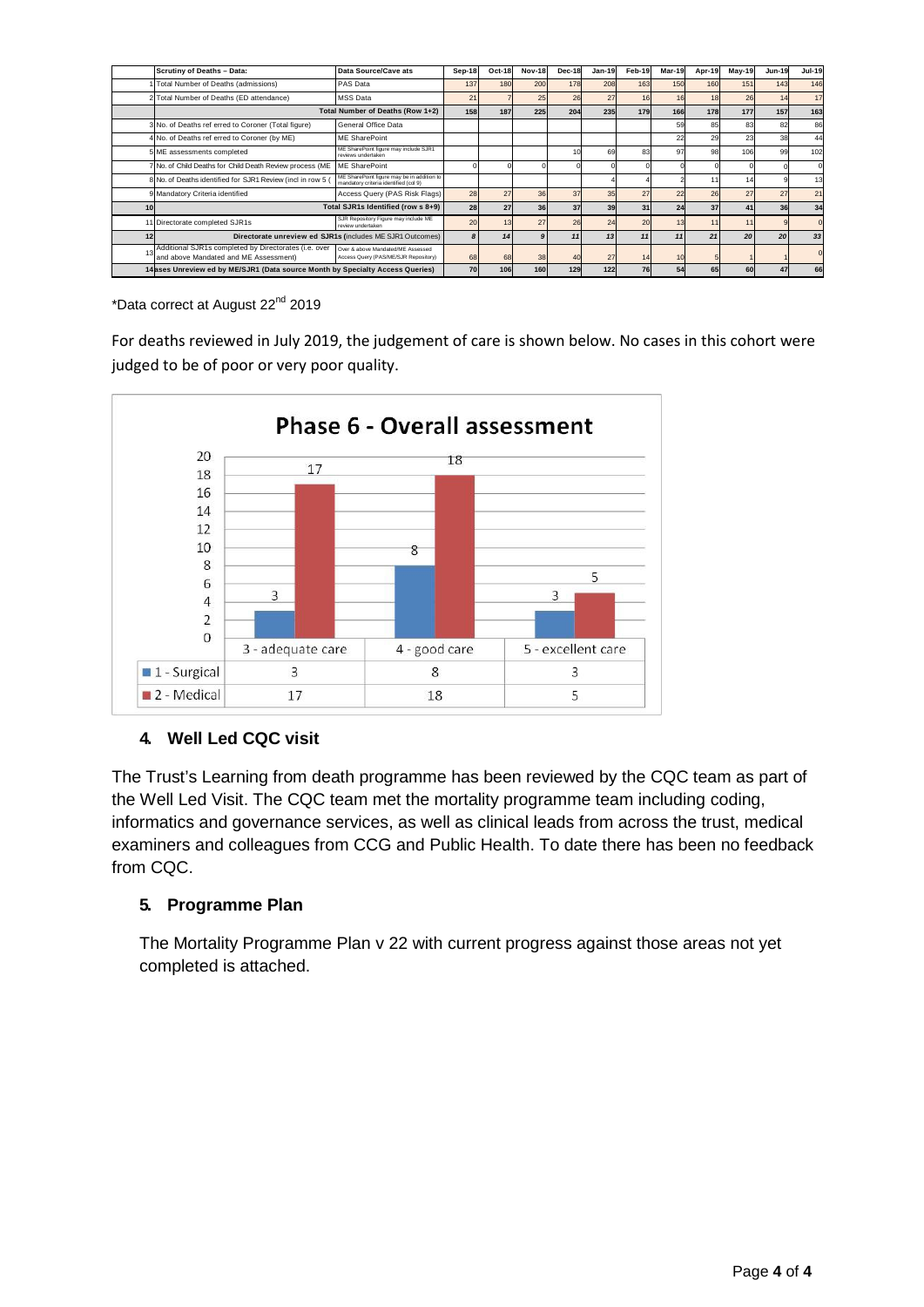| | Scrutiny of Deaths – Data: | Data Source/Cave ats | Sep-18 | Oct-18 | Nov-18 | Dec-18 | Jan-19 | Feb-19 | Mar-19 | Apr-19 | May-19 | Jun-19 | Jul-19 |
|---|---|---|---|---|---|---|---|---|---|---|---|---|---|
| 1 | Total Number of Deaths (admissions) | PAS Data | 137 | 180 | 200 | 178 | 208 | 163 | 150 | 160 | 151 | 143 | 146 |
| 2 | Total Number of Deaths (ED attendance) | MSS Data | 21 | 7 | 25 | 26 | 27 | 16 | 16 | 18 | 26 | 14 | 17 |
| | Total Number of Deaths (Row 1+2) | | 158 | 187 | 225 | 204 | 235 | 179 | 166 | 178 | 177 | 157 | 163 |
| 3 | No. of Deaths ref erred to Coroner (Total figure) | General Office Data | | | | | | | 59 | 85 | 83 | 82 | 86 |
| 4 | No. of Deaths ref erred to Coroner (by ME) | ME SharePoint | | | | | | | 22 | 29 | 23 | 38 | 44 |
| 5 | ME assessments completed | ME SharePoint figure may include SJR1 reviews undertaken | | | | 10 | 69 | 83 | 97 | 98 | 106 | 99 | 102 |
| 7 | No. of Child Deaths for Child Death Review process (ME | ME SharePoint | 0 | 0 | 0 | 0 | 0 | 0 | 0 | 0 | 0 | 0 | 0 |
| 8 | No. of Deaths identified for SJR1 Review (incl in row 5 ( | ME SharePoint figure may be in addition to mandatory criteria identified (col 9) | | | | | 4 | 4 | 2 | 11 | 14 | 9 | 13 |
| 9 | Mandatory Criteria identified | Access Query (PAS Risk Flags) | 28 | 27 | 36 | 37 | 35 | 27 | 22 | 26 | 27 | 27 | 21 |
| 10 | Total SJR1s Identified (row s 8+9) | | 28 | 27 | 36 | 37 | 39 | 31 | 24 | 37 | 41 | 36 | 34 |
| 11 | Directorate completed SJR1s | SJR Repository Figure may include ME review undertaken | 20 | 13 | 27 | 26 | 24 | 20 | 13 | 11 | 11 | 9 | 0 |
| 12 | Directorate unreview ed SJR1s (includes ME SJR1 Outcomes) | | *8* | *14* | *9* | *11* | *13* | *11* | *11* | *21* | *20* | *20* | *33* |
| 13 | Additional SJR1s completed by Directorates (i.e. over and above Mandated and ME Assessment) | Over & above Mandated/ME Assessed Access Query (PAS/ME/SJR Repository) | 68 | 68 | 38 | 40 | 27 | 14 | 10 | 5 | 1 | 1 | 0 |
| 14 | Cases Unreview ed by ME/SJR1 (Data source Month by Specialty Access Queries) | | 70 | 106 | 160 | 129 | 122 | 76 | 54 | 65 | 60 | 47 | 66 |

*Data correct at August 22nd 2019

For deaths reviewed in July 2019, the judgement of care is shown below. No cases in this cohort were judged to be of poor or very poor quality.

**Phase 6 - Overall assessment**

| | 3 - adequate care | 4 - good care | 5 - excellent care |
|---|---|---|---|
| 1 - Surgical | 3 | 8 | 3 |
| 2 - Medical | 17 | 18 | 5 |

## 4. Well Led CQC visit

The Trust's Learning from death programme has been reviewed by the CQC team as part of the Well Led Visit. The CQC team met the mortality programme team including coding, informatics and governance services, as well as clinical leads from across the trust, medical examiners and colleagues from CCG and Public Health. To date there has been no feedback from CQC.

## 5. Programme Plan

The Mortality Programme Plan v 22 with current progress against those areas not yet completed is attached.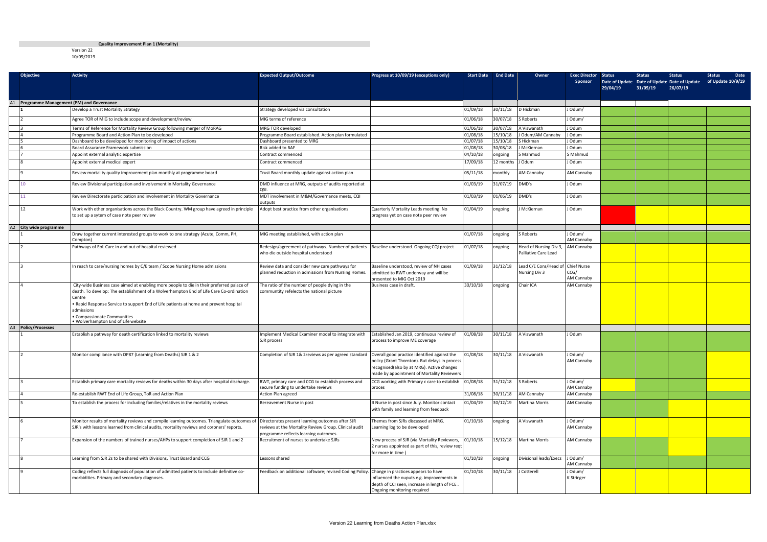**Quality Improvement Plan 1 (Mortality)**

Version 22
10/09/2019

| | Objective | Activity | Expected Output/Outcome | Progress at 10/09/19 (exceptions only) | Start Date | End Date | Owner | Exec Director Sponsor | Status Date of Update 29/04/19 | Status Date of Update 31/05/19 | Status Date of Update 26/07/19 | Status Date of Update 10/9/19 |
|---|---|---|---|---|---|---|---|---|---|---|---|---|
| A1 | **Programme Management (PM) and Governance** | | | | | | | | | | | |
| | 1 | Develop a Trust Mortality Strategy | Strategy developed via consultation | | 01/09/18 | 30/11/18 | D Hickman | J Odum/ | | | | |
| | 2 | Agree TOR of MIG to include scope and development/review | MIG terms of reference | | 01/06/18 | 30/07/18 | S Roberts | J Odum/ | | | | |
| | 3 | Terms of Reference for Mortality Review Group following merger of MoRAG | MRG TOR developed | | 01/06/18 | 30/07/18 | A Viswanath | J Odum | | | | |
| | 4 | Programme Board and Action Plan to be developed | Programme Board established. Action plan formulated | | 01/08/18 | 15/10/18 | J Odum/AM Cannaby | J Odum | | | | |
| | 5 | Dashboard to be developed for monitoring of impact of actions | Dashboard presented to MRG | | 01/07/18 | 15/10/18 | S Hickman | J Odum | | | | |
| | 6 | Board Assurance Framework submission | Risk added to BAF | | 01/08/18 | 30/08/18 | J McKiernan | J Odum | | | | |
| | 7 | Appoint external analytic expertise | Contract commenced | | 04/10/18 | ongoing | S Mahmud | S Mahmud | | | | |
| | 8 | Appoint external medical expert | Contract commenced | | 17/09/18 | 12 months | J Odum | J Odum | | | | |
| | 9 | Review mortality quality improvement plan monthly at programme board | Trust Board monthly update against action plan | | 05/11/18 | monthly | AM Cannaby | AM Cannaby | | | | |
| | 10 | Review Divisional participation and involvement in Mortality Governance | DMD influence at MRG, outputs of audits reported at QSI. | | 01/03/19 | 31/07/19 | DMD's | J Odum | | | | |
| | 11 | Review Directorate participation and involvement in Mortality Governance | MDT involvement in M&M/Governance meets, CQI outputs | | 01/03/19 | 01/06/19 | DMD's | J Odum | | | | |
| | 12 | Work with other organisations across the Black Country. WM group have agreed in principle to set up a sytem of case note peer review | Adopt best practice from other organisations | Quarterly Mortality Leads meeting. No progress yet on case note peer review | 01/04/19 | ongoing | J McKiernan | J Odum | | | | |
| A2 | **City wide programme** | | | | | | | | | | | |
| | 1 | Draw together current interested groups to work to one strategy (Acute, Comm, PH, Compton) | MIG meeting established, with action plan | | 01/07/18 | ongoing | S Roberts | J Odum/ AM Cannaby | | | | |
| | 2 | Pathways of EoL Care in and out of hospital reviewed | Redesign/agreement of pathways. Number of patients who die outside hospital understood | Baseline understood. Ongoing CQI project | 01/07/18 | ongoing | Head of Nursing Div 3, Palliative Care Lead | AM Cannaby | | | | |
| | 3 | In reach to care/nursing homes by C/E team / Scope Nursing Home admissions | Review data and consider new care pathways for planned reduction in admissions from Nursing Homes. | Baseline understood, review of NH cases admitted to RWT underway and will be presented to MIG Oct 2019 | 01/09/18 | 31/12/18 | Lead C/E Cons/Head of Nursing Div 3 | Chief Nurse CCG/ AM Cannaby | | | | |
| | 4 | City-wide Business case aimed at enabling more people to die in their preferred palace of death. To develop: The establishment of a Wolverhampton End of Life Care Co-ordination Centre<br>• Rapid Response Service to support End of Life patients at home and prevent hospital admissions<br>• Compassionate Communities<br>• Wolverhampton End of Life website | The ratio of the number of people dying in the communtity refelects the national picture | Business case in draft. | 30/10/18 | ongoing | Chair ICA | AM Cannaby | | | | |
| A3 | **Policy/Processes** | | | | | | | | | | | |
| | 1 | Establish a pathway for death certification linked to mortality reviews | Implement Medical Examiner model to integrate with SJR process | Established Jan 2019, continuous review of process to improve ME coverage | 01/08/18 | 30/11/18 | A Viswanath | J Odum | | | | |
| | 2 | Monitor compliance with OP87 (Learning from Deaths) SJR 1 & 2 | Completion of SJR 1& 2reviews as per agreed standard | Overall good practice identified against the policy (Grant Thornton). But delays in process recognised(also by at MRG). Active changes made by appointment of Mortality Reviewers | 01/08/18 | 30/11/18 | A Viswanath | J Odum/ AM Cannaby | | | | |
| | 3 | Establish primary care mortality reviews for deaths within 30 days after hospital discharge. | RWT, primary care and CCG to establish process and secure funding to undertake reviews | CCG working with Primary c care to establish proces | 01/08/18 | 31/12/18 | S Roberts | J Odum/ AM Cannaby | | | | |
| | 4 | Re-establish RWT End of Life Group, ToR and Action Plan | Action Plan agreed | | 31/08/18 | 30/11/18 | AM Cannaby | AM Cannaby | | | | |
| | 5 | To establish the process for including families/relatives in the mortality reviews | Bereavement Nurse in post | B Nurse in post since July. Monitor contact with family and learning from feedback | 01/04/19 | 30/12/19 | Martina Morris | AM Cannaby | | | | |
| | 6 | Monitor results of mortality reviews and compile learning outcomes. Triangulate outcomes of SJR's with lessons learned from clinical audits, mortality reviews and coroners' reports. | Directorates present learning outcomes after SJR reviews at the Mortality Review Group. Clinical audit programme reflects learning outcomes. | Themes from SJRs discussed at MRG. Learning log to be developed | 01/10/18 | ongoing | A Viswanath | J Odum/ AM Cannaby | | | | |
| | 7 | Expansion of the numbers of trained nurses/AHPs to support completion of SJR 1 and 2 | Recruitment of nurses to undertake SJRs | New process of SJR (via Mortality Reviewers, 2 nurses appointed as part of this, review reqt for more in time ) | 01/10/18 | 15/12/18 | Martina Morris | AM Cannaby | | | | |
| | 8 | Learning from SJR 2s to be shared with Divisions, Trust Board and CCG | Lessons shared | | 01/10/18 | ongoing | Divisional leads/Execs | J Odum/ AM Cannaby | | | | |
| | 9 | Coding reflects full diagnosis of population of admitted patients to include definitive co-morbidities. Primary and secondary diagnoses. | Feedback on additional software; revised Coding Policy. | Change in practices appears to have influenced the ouputs e.g. improvements in depth of CCI seen, increase in length of FCE . Ongoing monitoring required | 01/10/18 | 30/11/18 | J Cotterell | J Odum/ K Stringer | | | | |

Version 22 Learning from Deaths Action Plan.xlsx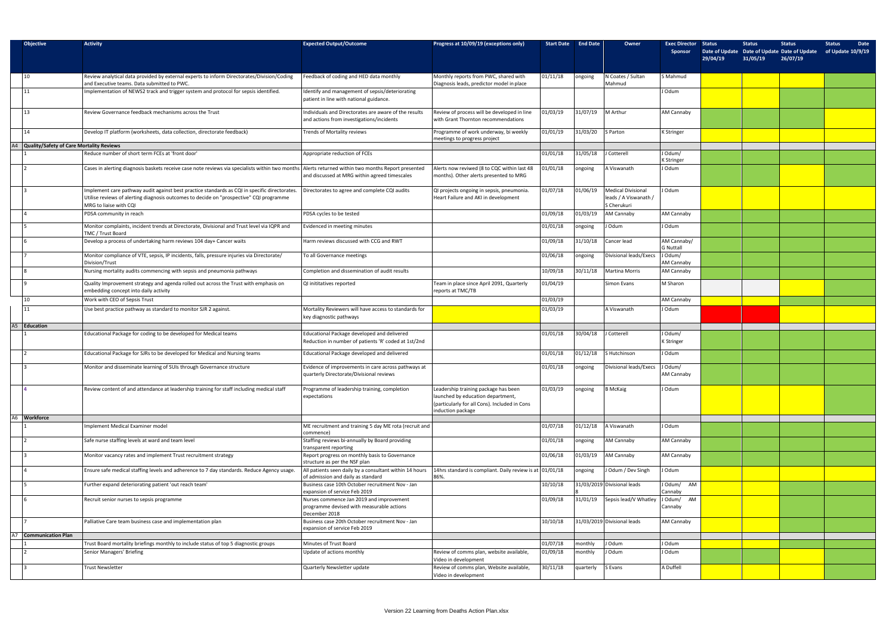| Objective | Activity | Expected Output/Outcome | Progress at 10/09/19 (exceptions only) | Start Date | End Date | Owner | Exec Director Sponsor | Status Date of Update 29/04/19 | Status Date of Update 31/05/19 | Status Date of Update 26/07/19 | Status Date of Update 10/9/19 |
|---|---|---|---|---|---|---|---|---|---|---|---|
| 10 | Review analytical data provided by external experts to inform Directorates/Division/Coding and Executive teams. Data submitted to PWC. | Feedback of coding and HED data monthly | Monthly reports from PWC, shared with Diagnosis leads, predictor model in place | 01/11/18 | ongoing | N Coates / Sultan Mahmud | S Mahmud | | | | |
| 11 | Implementation of NEWS2 track and trigger system and protocol for sepsis identified. | Identify and management of sepsis/deteriorating patient in line with national guidance. | | | | | J Odum | | | | |
| 13 | Review Governance feedback mechanisms across the Trust | Individuals and Directorates are aware of the results and actions from investigations/incidents | Review of process will be developed in line with Grant Thornton recommendations | 01/03/19 | 31/07/19 | M Arthur | AM Cannaby | | | | |
| 14 | Develop IT platform (worksheets, data collection, directorate feedback) | Trends of Mortality reviews | Programme of work underway, bi weekly meetings to progress project | 01/01/19 | 31/03/20 | S Parton | K Stringer | | | | |
| A4 Quality/Safety of Care Mortality Reviews | | | | | | | | | | | |
| 1 | Reduce number of short term FCEs at 'front door' | Appropriate reduction of FCEs | | 01/01/18 | 31/05/18 | J Cotterell | J Odum/ K Stringer | | | | |
| 2 | Cases in alerting diagnosis baskets receive case note reviews via specialists within two months | Alerts returned within two months Report presented and discussed at MRG within agreed timescales | Alerts now reviwed (8 to CQC within last 48 months). Other alerts presented to MRG | 01/01/18 | ongoing | A Viswanath | J Odum | | | | |
| 3 | Implement care pathway audit against best practice standards as CQI in specific directorates. Utilise reviews of alerting diagnosis outcomes to decide on "prospective" CQI programme MRG to liaise with CQI | Directorates to agree and complete CQI audits | QI projects ongoing in sepsis, pneumonia. Heart Failure and AKI in development | 01/07/18 | 01/06/19 | Medical Divisional leads / A Viswanath / S Cherukuri | J Odum | | | | |
| 4 | PDSA community in reach | PDSA cycles to be tested | | 01/09/18 | 01/03/19 | AM Cannaby | AM Cannaby | | | | |
| 5 | Monitor complaints, incident trends at Directorate, Divisional and Trust level via IQPR and TMC / Trust Board | Evidenced in meeting minutes | | 01/01/18 | ongoing | J Odum | J Odum | | | | |
| 6 | Develop a process of undertaking harm reviews 104 day+ Cancer waits | Harm reviews discussed with CCG and RWT | | 01/09/18 | 31/10/18 | Cancer lead | AM Cannaby/ G Nuttall | | | | |
| 7 | Monitor compliance of VTE, sepsis, IP incidents, falls, pressure injuries via Directorate/ Division/Trust | To all Governance meetings | | 01/06/18 | ongoing | Divisional leads/Execs | J Odum/ AM Cannaby | | | | |
| 8 | Nursing mortality audits commencing with sepsis and pneumonia pathways | Completion and dissemination of audit results | | 10/09/18 | 30/11/18 | Martina Morris | AM Cannaby | | | | |
| 9 | Quality Improvement strategy and agenda rolled out across the Trust with emphasis on embedding concept into daily activity | QI inititatives reported | Team in place since April 2091, Quarterly reports at TMC/TB | 01/04/19 | | Simon Evans | M Sharon | | | | |
| 10 | Work with CEO of Sepsis Trust | | | 01/03/19 | | | AM Cannaby | | | | |
| 11 | Use best practice pathway as standard to monitor SJR 2 against. | Mortality Reviewers will have access to standards for key diagnostic pathways | | 01/03/19 | | A Viswanath | J Odum | | | | |
| A5 Education | | | | | | | | | | | |
| 1 | Educational Package for coding to be developed for Medical teams | Educational Package developed and delivered Reduction in number of patients 'R' coded at 1st/2nd | | 01/01/18 | 30/04/18 | J Cotterell | J Odum/ K Stringer | | | | |
| 2 | Educational Package for SJRs to be developed for Medical and Nursing teams | Educational Package developed and delivered | | 01/01/18 | 01/12/18 | S Hutchinson | J Odum | | | | |
| 3 | Monitor and disseminate learning of SUIs through Governance structure | Evidence of improvements in care across pathways at quarterly Directorate/Divisional reviews | | 01/01/18 | ongoing | Divisional leads/Execs | J Odum/ AM Cannaby | | | | |
| 4 | Review content of and attendance at leadership training for staff including medical staff | Programme of leadership training, completion expectations | Leadership training package has been launched by education department, (particularly for all Cons). Included in Cons induction package | 01/03/19 | ongoing | B McKaig | J Odum | | | | |
| A6 Workforce | | | | | | | | | | | |
| 1 | Implement Medical Examiner model | ME recruitment and training 5 day ME rota (recruit and commence) | | 01/07/18 | 01/12/18 | A Viswanath | J Odum | | | | |
| 2 | Safe nurse staffing levels at ward and team level | Staffing reviews bi-annually by Board providing transparent reporting | | 01/01/18 | ongoing | AM Cannaby | AM Cannaby | | | | |
| 3 | Monitor vacancy rates and implement Trust recruitment strategy | Report progress on monthly basis to Governance structure as per the NSF plan | | 01/06/18 | 01/03/19 | AM Cannaby | AM Cannaby | | | | |
| 4 | Ensure safe medical staffing levels and adherence to 7 day standards. Reduce Agency usage. | All patients seen daily by a consultant within 14 hours of admission and daily as standard | 14hrs standard is compliant. Daily review is at 86%. | 01/01/18 | ongoing | J Odum / Dev Singh | J Odum | | | | |
| 5 | Further expand deteriorating patient 'out reach team' | Business case 10th October recruitment Nov - Jan expansion of service Feb 2019 | | 10/10/18 | 31/03/2019 | Divisional leads | J Odum/ AM Cannaby | | | | |
| 6 | Recruit senior nurses to sepsis programme | Nurses commence Jan 2019 and improvement programme devised with measurable actions December 2018 | | 01/09/18 | 31/01/19 | Sepsis lead/V Whatley | J Odum/ AM Cannaby | | | | |
| 7 | Palliative Care team business case and implementation plan | Business case 20th October recruitment Nov - Jan expansion of service Feb 2019 | | 10/10/18 | 31/03/2019 | Divisional leads | AM Cannaby | | | | |
| A7 Communication Plan | | | | | | | | | | | |
| 1 | Trust Board mortality briefings monthly to include status of top 5 diagnostic groups | Minutes of Trust Board | | 01/07/18 | monthly | J Odum | J Odum | | | | |
| 2 | Senior Managers' Briefing | Update of actions monthly | Review of comms plan, website available, Video in development | 01/09/18 | monthly | J Odum | J Odum | | | | |
| 3 | Trust Newsletter | Quarterly Newsletter update | Review of comms plan, Website available, Video in development | 30/11/18 | quarterly | S Evans | A Duffell | | | | |

Version 22 Learning from Deaths Action Plan.xlsx